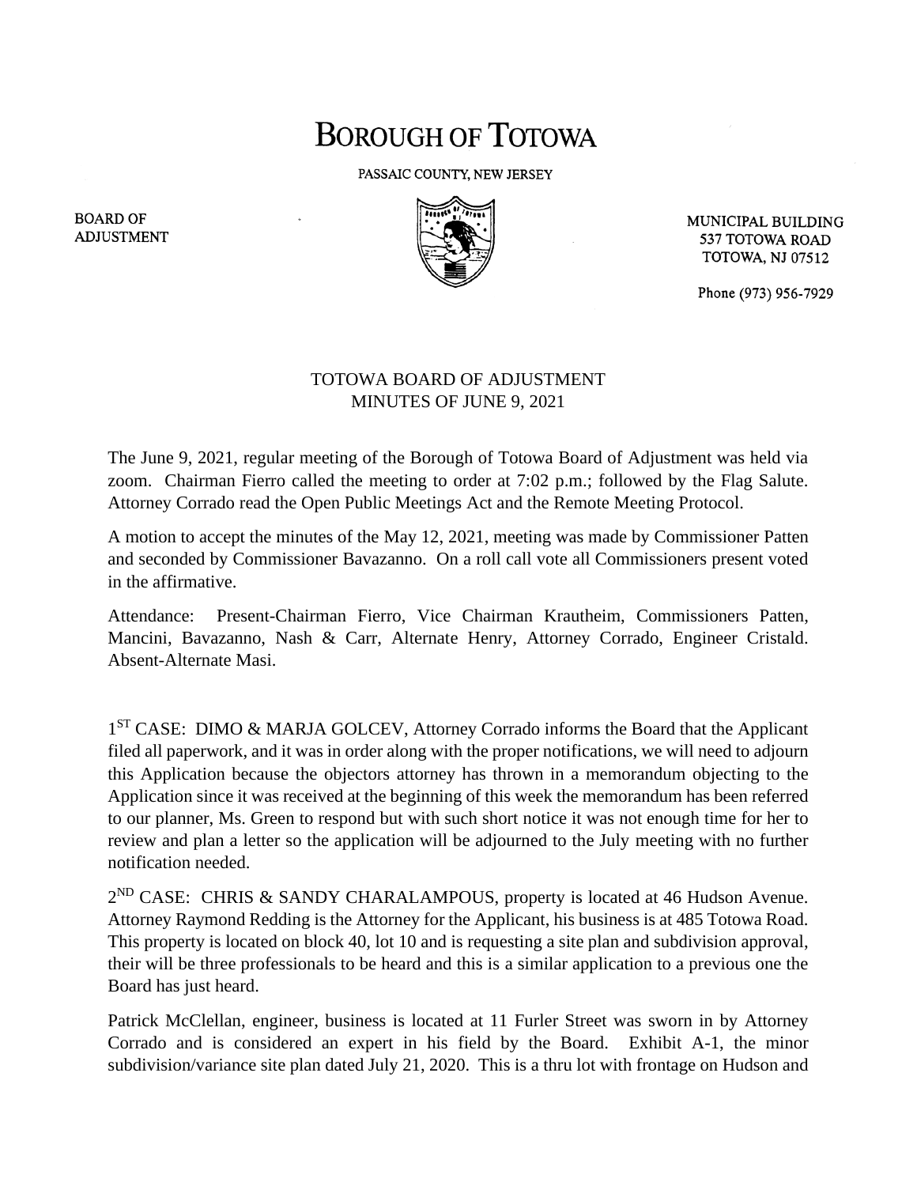# BOROUGH OF TOTOWA

PASSAIC COUNTY, NEW JERSEY

BOARD OF
ADJUSTMENT

MUNICIPAL BUILDING
537 TOTOWA ROAD
TOTOWA, NJ 07512

Phone (973) 956-7929

## TOTOWA BOARD OF ADJUSTMENT
## MINUTES OF JUNE 9, 2021

The June 9, 2021, regular meeting of the Borough of Totowa Board of Adjustment was held via zoom. Chairman Fierro called the meeting to order at 7:02 p.m.; followed by the Flag Salute. Attorney Corrado read the Open Public Meetings Act and the Remote Meeting Protocol.

A motion to accept the minutes of the May 12, 2021, meeting was made by Commissioner Patten and seconded by Commissioner Bavazanno. On a roll call vote all Commissioners present voted in the affirmative.

Attendance: Present-Chairman Fierro, Vice Chairman Krautheim, Commissioners Patten, Mancini, Bavazanno, Nash & Carr, Alternate Henry, Attorney Corrado, Engineer Cristald. Absent-Alternate Masi.

1ST CASE: DIMO & MARJA GOLCEV, Attorney Corrado informs the Board that the Applicant filed all paperwork, and it was in order along with the proper notifications, we will need to adjourn this Application because the objectors attorney has thrown in a memorandum objecting to the Application since it was received at the beginning of this week the memorandum has been referred to our planner, Ms. Green to respond but with such short notice it was not enough time for her to review and plan a letter so the application will be adjourned to the July meeting with no further notification needed.

2ND CASE: CHRIS & SANDY CHARALAMPOUS, property is located at 46 Hudson Avenue. Attorney Raymond Redding is the Attorney for the Applicant, his business is at 485 Totowa Road. This property is located on block 40, lot 10 and is requesting a site plan and subdivision approval, their will be three professionals to be heard and this is a similar application to a previous one the Board has just heard.

Patrick McClellan, engineer, business is located at 11 Furler Street was sworn in by Attorney Corrado and is considered an expert in his field by the Board. Exhibit A-1, the minor subdivision/variance site plan dated July 21, 2020. This is a thru lot with frontage on Hudson and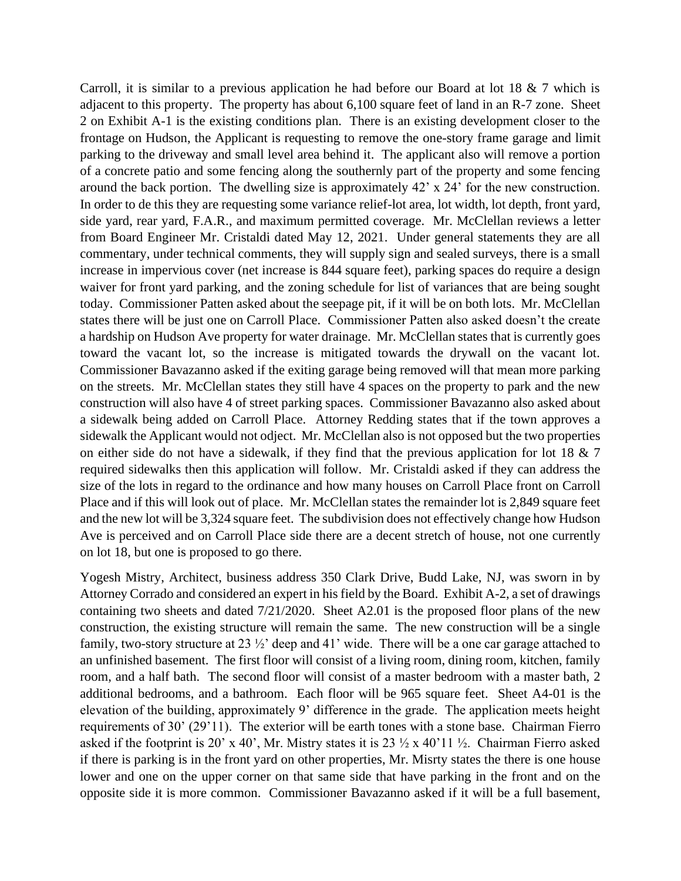Carroll, it is similar to a previous application he had before our Board at lot 18 & 7 which is adjacent to this property. The property has about 6,100 square feet of land in an R-7 zone. Sheet 2 on Exhibit A-1 is the existing conditions plan. There is an existing development closer to the frontage on Hudson, the Applicant is requesting to remove the one-story frame garage and limit parking to the driveway and small level area behind it. The applicant also will remove a portion of a concrete patio and some fencing along the southernly part of the property and some fencing around the back portion. The dwelling size is approximately 42' x 24' for the new construction. In order to de this they are requesting some variance relief-lot area, lot width, lot depth, front yard, side yard, rear yard, F.A.R., and maximum permitted coverage. Mr. McClellan reviews a letter from Board Engineer Mr. Cristaldi dated May 12, 2021. Under general statements they are all commentary, under technical comments, they will supply sign and sealed surveys, there is a small increase in impervious cover (net increase is 844 square feet), parking spaces do require a design waiver for front yard parking, and the zoning schedule for list of variances that are being sought today. Commissioner Patten asked about the seepage pit, if it will be on both lots. Mr. McClellan states there will be just one on Carroll Place. Commissioner Patten also asked doesn't the create a hardship on Hudson Ave property for water drainage. Mr. McClellan states that is currently goes toward the vacant lot, so the increase is mitigated towards the drywall on the vacant lot. Commissioner Bavazanno asked if the exiting garage being removed will that mean more parking on the streets. Mr. McClellan states they still have 4 spaces on the property to park and the new construction will also have 4 of street parking spaces. Commissioner Bavazanno also asked about a sidewalk being added on Carroll Place. Attorney Redding states that if the town approves a sidewalk the Applicant would not odject. Mr. McClellan also is not opposed but the two properties on either side do not have a sidewalk, if they find that the previous application for lot 18 & 7 required sidewalks then this application will follow. Mr. Cristaldi asked if they can address the size of the lots in regard to the ordinance and how many houses on Carroll Place front on Carroll Place and if this will look out of place. Mr. McClellan states the remainder lot is 2,849 square feet and the new lot will be 3,324 square feet. The subdivision does not effectively change how Hudson Ave is perceived and on Carroll Place side there are a decent stretch of house, not one currently on lot 18, but one is proposed to go there.

Yogesh Mistry, Architect, business address 350 Clark Drive, Budd Lake, NJ, was sworn in by Attorney Corrado and considered an expert in his field by the Board. Exhibit A-2, a set of drawings containing two sheets and dated 7/21/2020. Sheet A2.01 is the proposed floor plans of the new construction, the existing structure will remain the same. The new construction will be a single family, two-story structure at 23 ½' deep and 41' wide. There will be a one car garage attached to an unfinished basement. The first floor will consist of a living room, dining room, kitchen, family room, and a half bath. The second floor will consist of a master bedroom with a master bath, 2 additional bedrooms, and a bathroom. Each floor will be 965 square feet. Sheet A4-01 is the elevation of the building, approximately 9' difference in the grade. The application meets height requirements of 30' (29'11). The exterior will be earth tones with a stone base. Chairman Fierro asked if the footprint is 20' x 40', Mr. Mistry states it is 23 ½ x 40'11 ½. Chairman Fierro asked if there is parking is in the front yard on other properties, Mr. Misrty states the there is one house lower and one on the upper corner on that same side that have parking in the front and on the opposite side it is more common. Commissioner Bavazanno asked if it will be a full basement,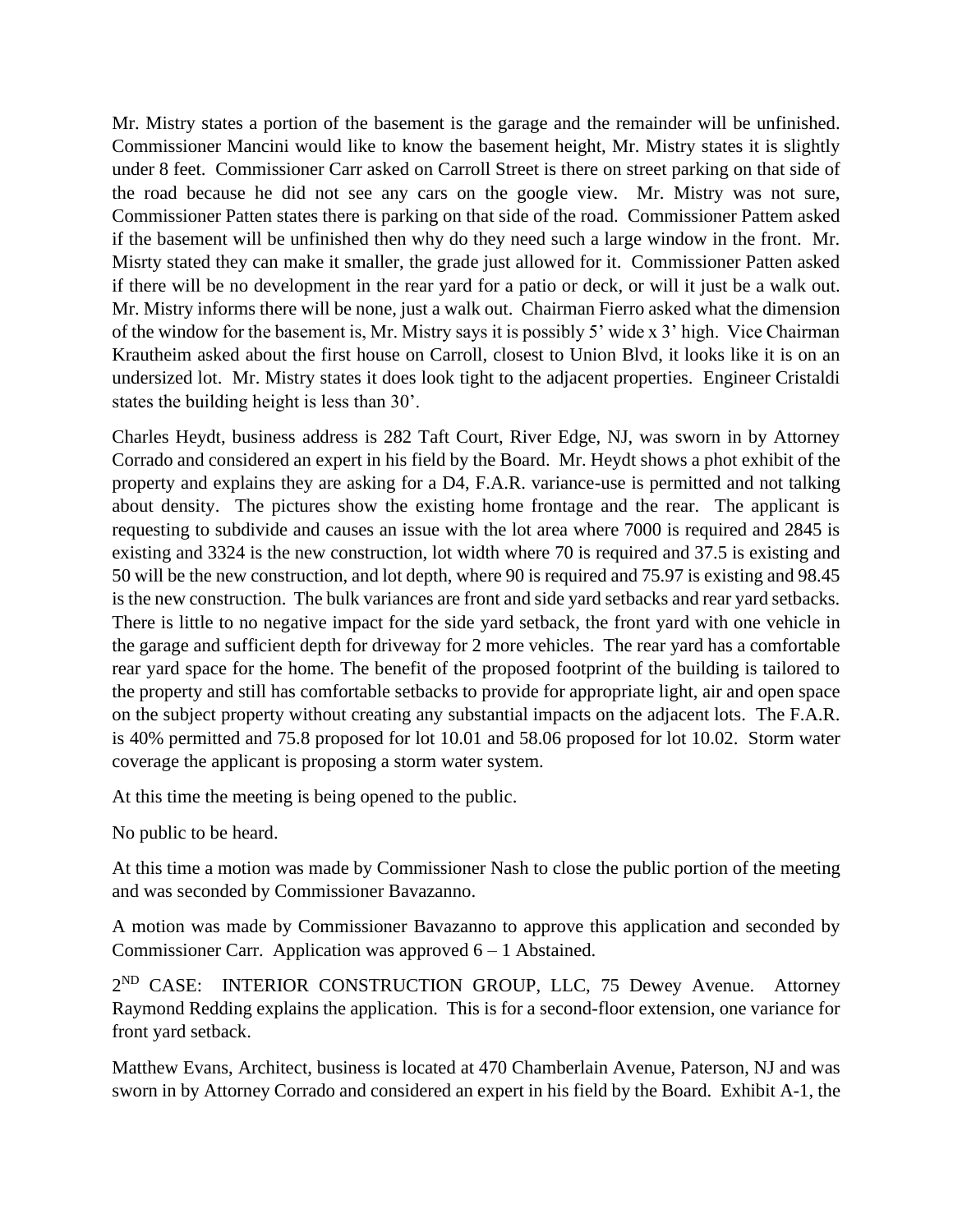Mr. Mistry states a portion of the basement is the garage and the remainder will be unfinished. Commissioner Mancini would like to know the basement height, Mr. Mistry states it is slightly under 8 feet. Commissioner Carr asked on Carroll Street is there on street parking on that side of the road because he did not see any cars on the google view. Mr. Mistry was not sure, Commissioner Patten states there is parking on that side of the road. Commissioner Pattem asked if the basement will be unfinished then why do they need such a large window in the front. Mr. Misrty stated they can make it smaller, the grade just allowed for it. Commissioner Patten asked if there will be no development in the rear yard for a patio or deck, or will it just be a walk out. Mr. Mistry informs there will be none, just a walk out. Chairman Fierro asked what the dimension of the window for the basement is, Mr. Mistry says it is possibly 5' wide x 3' high. Vice Chairman Krautheim asked about the first house on Carroll, closest to Union Blvd, it looks like it is on an undersized lot. Mr. Mistry states it does look tight to the adjacent properties. Engineer Cristaldi states the building height is less than 30'.

Charles Heydt, business address is 282 Taft Court, River Edge, NJ, was sworn in by Attorney Corrado and considered an expert in his field by the Board. Mr. Heydt shows a phot exhibit of the property and explains they are asking for a D4, F.A.R. variance-use is permitted and not talking about density. The pictures show the existing home frontage and the rear. The applicant is requesting to subdivide and causes an issue with the lot area where 7000 is required and 2845 is existing and 3324 is the new construction, lot width where 70 is required and 37.5 is existing and 50 will be the new construction, and lot depth, where 90 is required and 75.97 is existing and 98.45 is the new construction. The bulk variances are front and side yard setbacks and rear yard setbacks. There is little to no negative impact for the side yard setback, the front yard with one vehicle in the garage and sufficient depth for driveway for 2 more vehicles. The rear yard has a comfortable rear yard space for the home. The benefit of the proposed footprint of the building is tailored to the property and still has comfortable setbacks to provide for appropriate light, air and open space on the subject property without creating any substantial impacts on the adjacent lots. The F.A.R. is 40% permitted and 75.8 proposed for lot 10.01 and 58.06 proposed for lot 10.02. Storm water coverage the applicant is proposing a storm water system.

At this time the meeting is being opened to the public.

No public to be heard.

At this time a motion was made by Commissioner Nash to close the public portion of the meeting and was seconded by Commissioner Bavazanno.

A motion was made by Commissioner Bavazanno to approve this application and seconded by Commissioner Carr. Application was approved 6 – 1 Abstained.

2[ND] CASE: INTERIOR CONSTRUCTION GROUP, LLC, 75 Dewey Avenue. Attorney Raymond Redding explains the application. This is for a second-floor extension, one variance for front yard setback.

Matthew Evans, Architect, business is located at 470 Chamberlain Avenue, Paterson, NJ and was sworn in by Attorney Corrado and considered an expert in his field by the Board. Exhibit A-1, the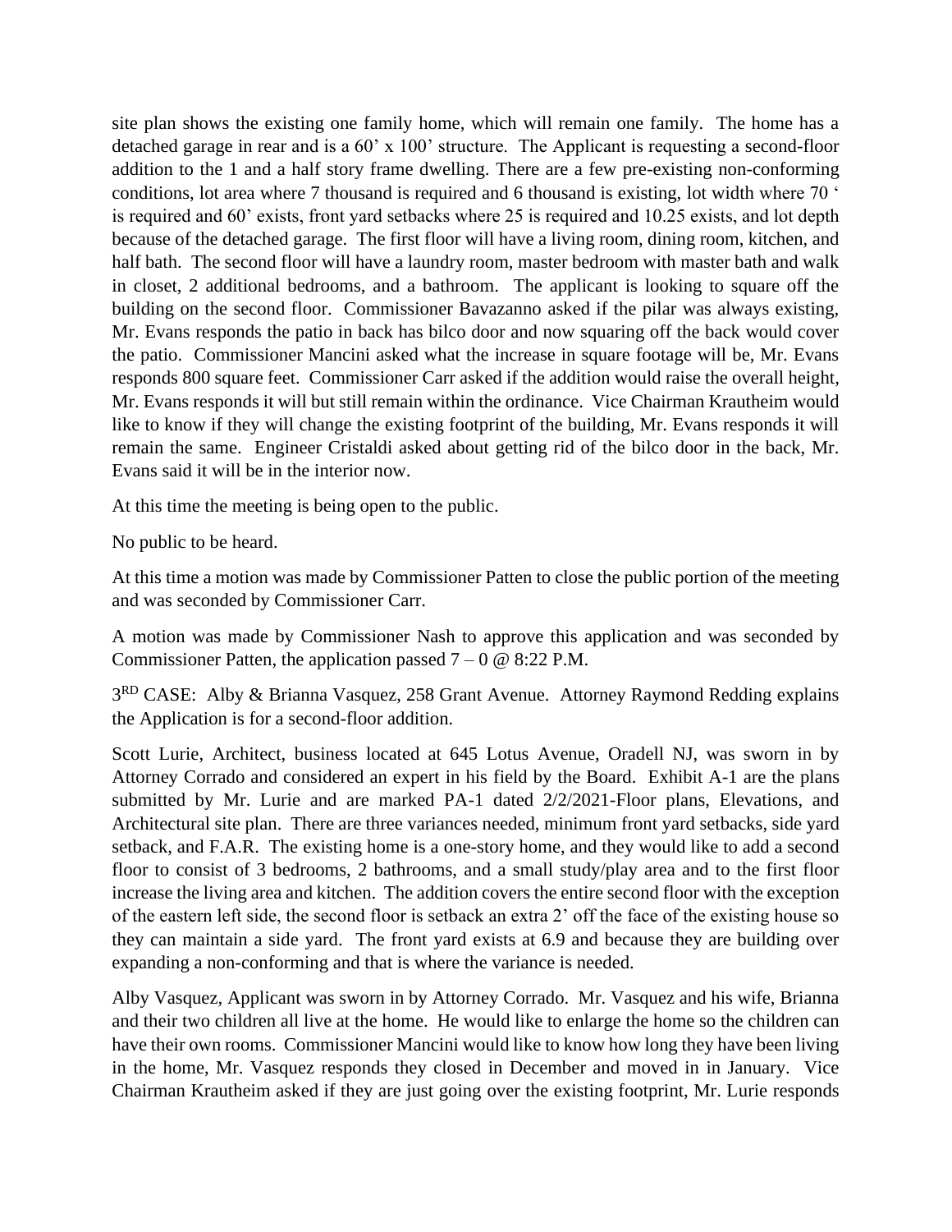site plan shows the existing one family home, which will remain one family. The home has a detached garage in rear and is a 60' x 100' structure. The Applicant is requesting a second-floor addition to the 1 and a half story frame dwelling. There are a few pre-existing non-conforming conditions, lot area where 7 thousand is required and 6 thousand is existing, lot width where 70 ' is required and 60' exists, front yard setbacks where 25 is required and 10.25 exists, and lot depth because of the detached garage. The first floor will have a living room, dining room, kitchen, and half bath. The second floor will have a laundry room, master bedroom with master bath and walk in closet, 2 additional bedrooms, and a bathroom. The applicant is looking to square off the building on the second floor. Commissioner Bavazanno asked if the pilar was always existing, Mr. Evans responds the patio in back has bilco door and now squaring off the back would cover the patio. Commissioner Mancini asked what the increase in square footage will be, Mr. Evans responds 800 square feet. Commissioner Carr asked if the addition would raise the overall height, Mr. Evans responds it will but still remain within the ordinance. Vice Chairman Krautheim would like to know if they will change the existing footprint of the building, Mr. Evans responds it will remain the same. Engineer Cristaldi asked about getting rid of the bilco door in the back, Mr. Evans said it will be in the interior now.

At this time the meeting is being open to the public.

No public to be heard.

At this time a motion was made by Commissioner Patten to close the public portion of the meeting and was seconded by Commissioner Carr.

A motion was made by Commissioner Nash to approve this application and was seconded by Commissioner Patten, the application passed 7 – 0 @ 8:22 P.M.

3RD CASE: Alby & Brianna Vasquez, 258 Grant Avenue. Attorney Raymond Redding explains the Application is for a second-floor addition.

Scott Lurie, Architect, business located at 645 Lotus Avenue, Oradell NJ, was sworn in by Attorney Corrado and considered an expert in his field by the Board. Exhibit A-1 are the plans submitted by Mr. Lurie and are marked PA-1 dated 2/2/2021-Floor plans, Elevations, and Architectural site plan. There are three variances needed, minimum front yard setbacks, side yard setback, and F.A.R. The existing home is a one-story home, and they would like to add a second floor to consist of 3 bedrooms, 2 bathrooms, and a small study/play area and to the first floor increase the living area and kitchen. The addition covers the entire second floor with the exception of the eastern left side, the second floor is setback an extra 2' off the face of the existing house so they can maintain a side yard. The front yard exists at 6.9 and because they are building over expanding a non-conforming and that is where the variance is needed.

Alby Vasquez, Applicant was sworn in by Attorney Corrado. Mr. Vasquez and his wife, Brianna and their two children all live at the home. He would like to enlarge the home so the children can have their own rooms. Commissioner Mancini would like to know how long they have been living in the home, Mr. Vasquez responds they closed in December and moved in in January. Vice Chairman Krautheim asked if they are just going over the existing footprint, Mr. Lurie responds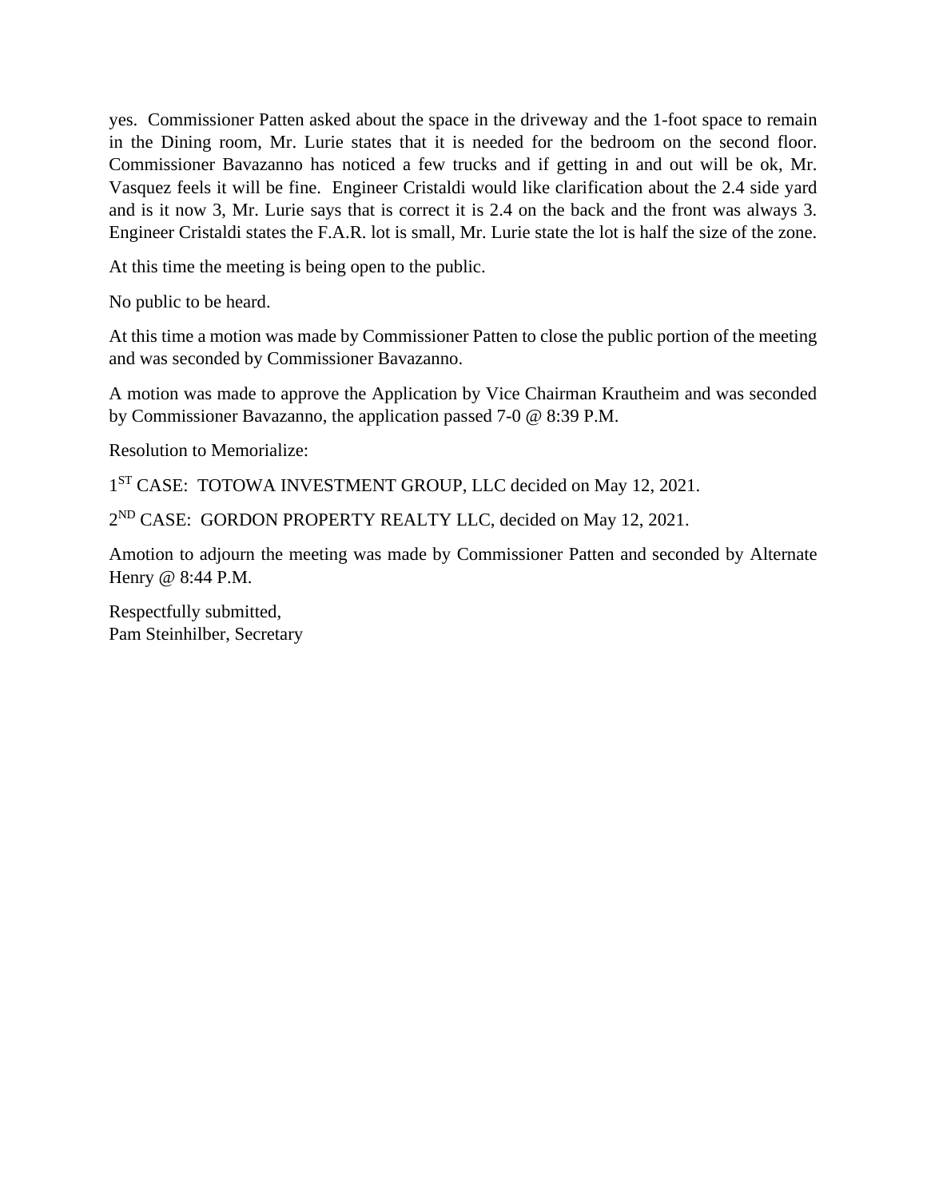yes. Commissioner Patten asked about the space in the driveway and the 1-foot space to remain in the Dining room, Mr. Lurie states that it is needed for the bedroom on the second floor. Commissioner Bavazanno has noticed a few trucks and if getting in and out will be ok, Mr. Vasquez feels it will be fine. Engineer Cristaldi would like clarification about the 2.4 side yard and is it now 3, Mr. Lurie says that is correct it is 2.4 on the back and the front was always 3. Engineer Cristaldi states the F.A.R. lot is small, Mr. Lurie state the lot is half the size of the zone.

At this time the meeting is being open to the public.

No public to be heard.

At this time a motion was made by Commissioner Patten to close the public portion of the meeting and was seconded by Commissioner Bavazanno.

A motion was made to approve the Application by Vice Chairman Krautheim and was seconded by Commissioner Bavazanno, the application passed 7-0 @ 8:39 P.M.

Resolution to Memorialize:

1ST CASE: TOTOWA INVESTMENT GROUP, LLC decided on May 12, 2021.

2ND CASE: GORDON PROPERTY REALTY LLC, decided on May 12, 2021.

Amotion to adjourn the meeting was made by Commissioner Patten and seconded by Alternate Henry @ 8:44 P.M.

Respectfully submitted,
Pam Steinhilber, Secretary